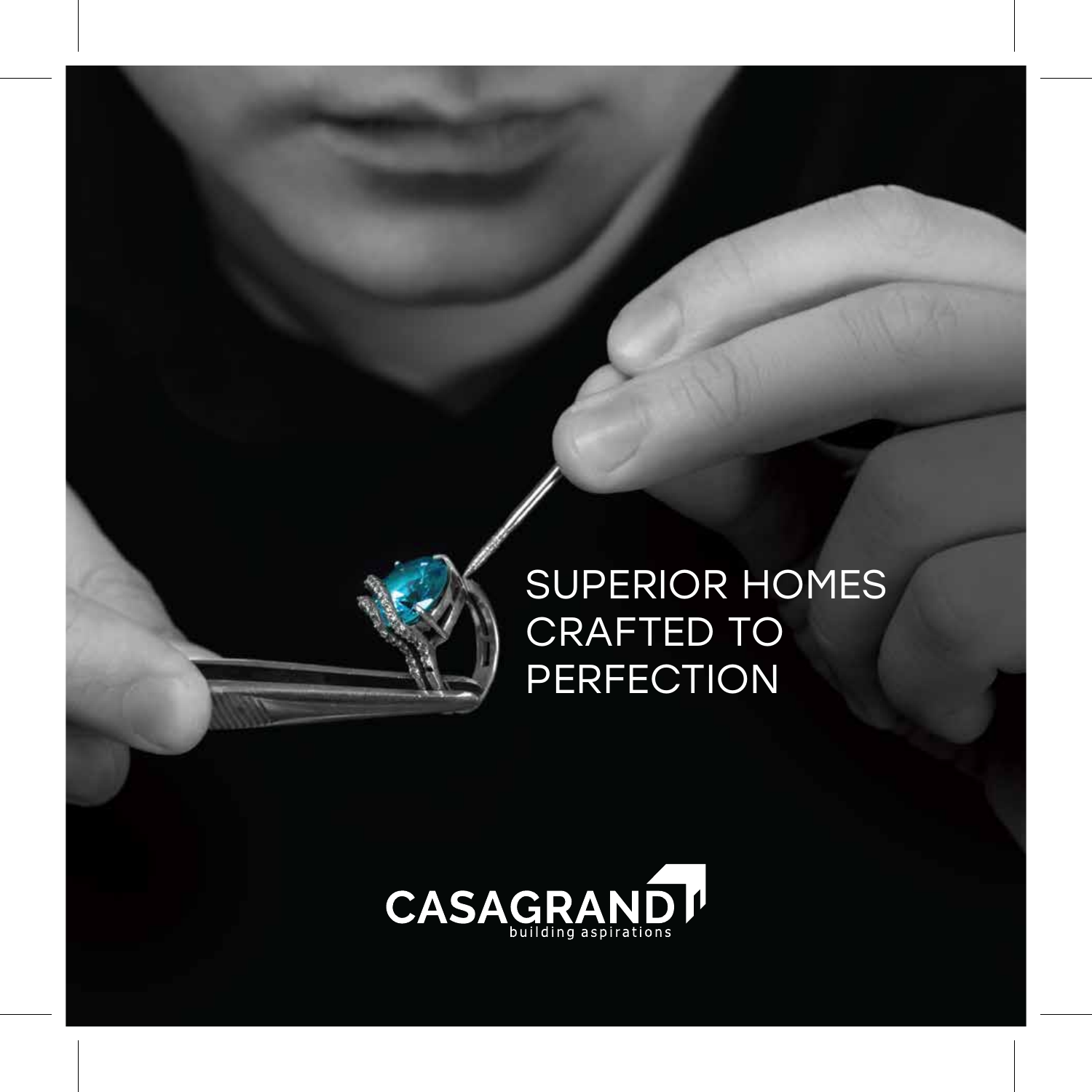# SUPERIOR HOMES CRAFTED TO PERFECTION

CASAGRAND

building aspirations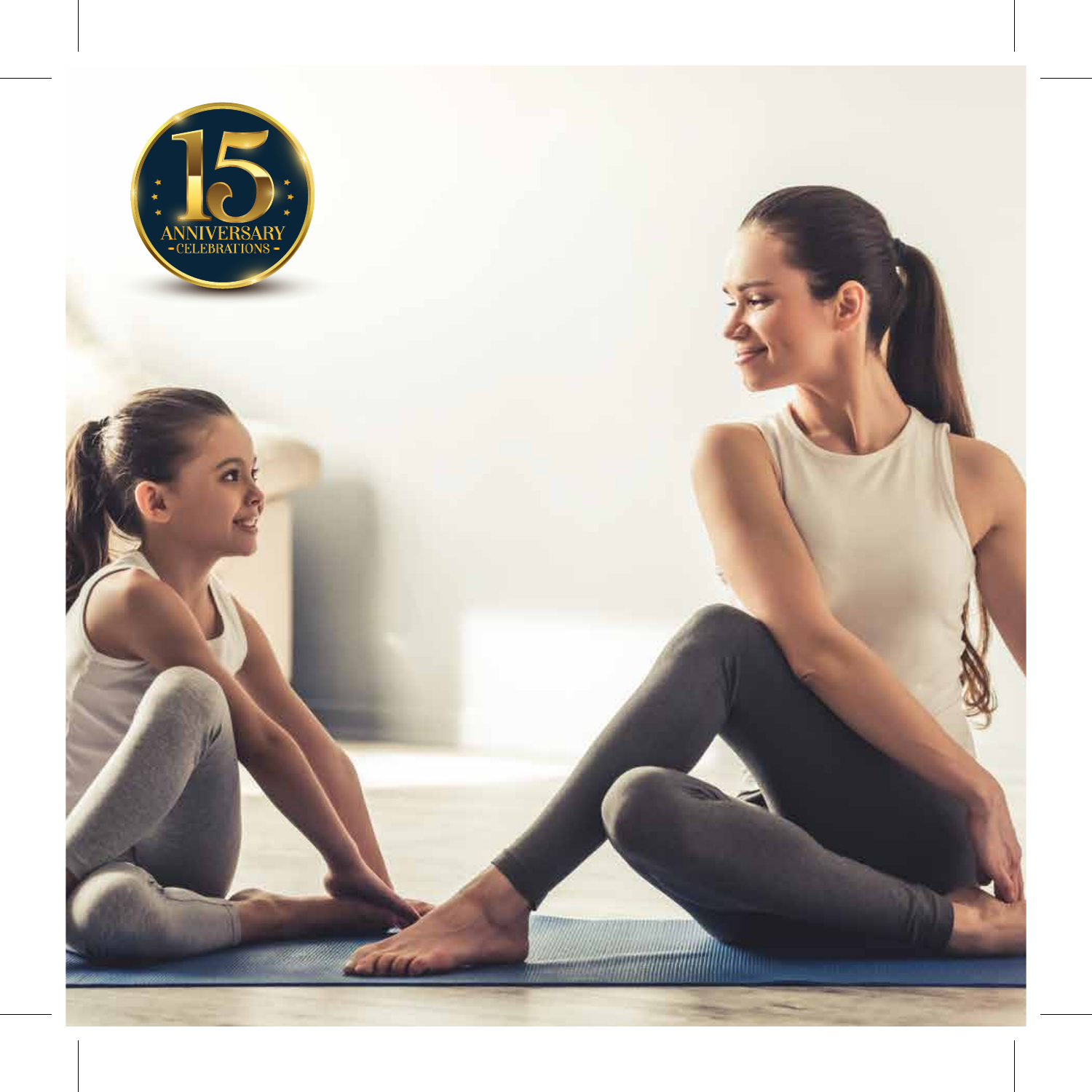15

ANNIVERSARY

- CELEBRATIONS -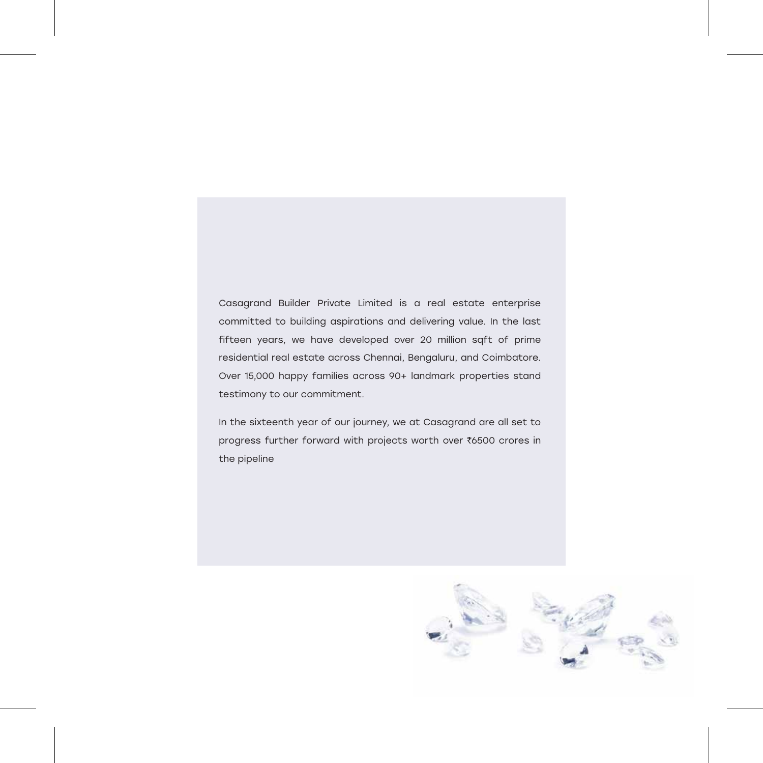Casagrand Builder Private Limited is a real estate enterprise committed to building aspirations and delivering value. In the last fifteen years, we have developed over 20 million sqft of prime residential real estate across Chennai, Bengaluru, and Coimbatore. Over 15,000 happy families across 90+ landmark properties stand testimony to our commitment.

In the sixteenth year of our journey, we at Casagrand are all set to progress further forward with projects worth over ₹6500 crores in the pipeline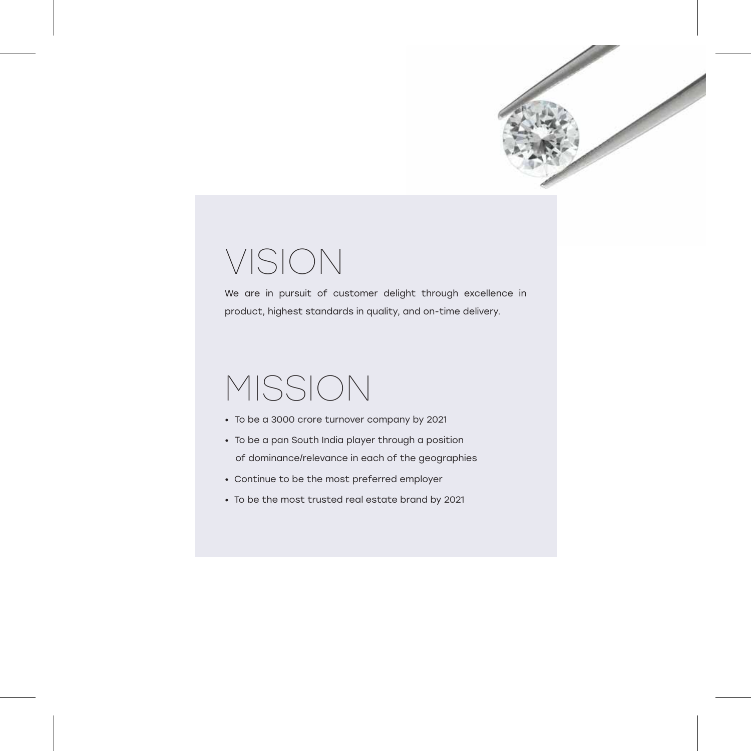# VISION

We are in pursuit of customer delight through excellence in product, highest standards in quality, and on-time delivery.

# MISSION

- To be a 3000 crore turnover company by 2021
- To be a pan South India player through a position of dominance/relevance in each of the geographies
- Continue to be the most preferred employer
- To be the most trusted real estate brand by 2021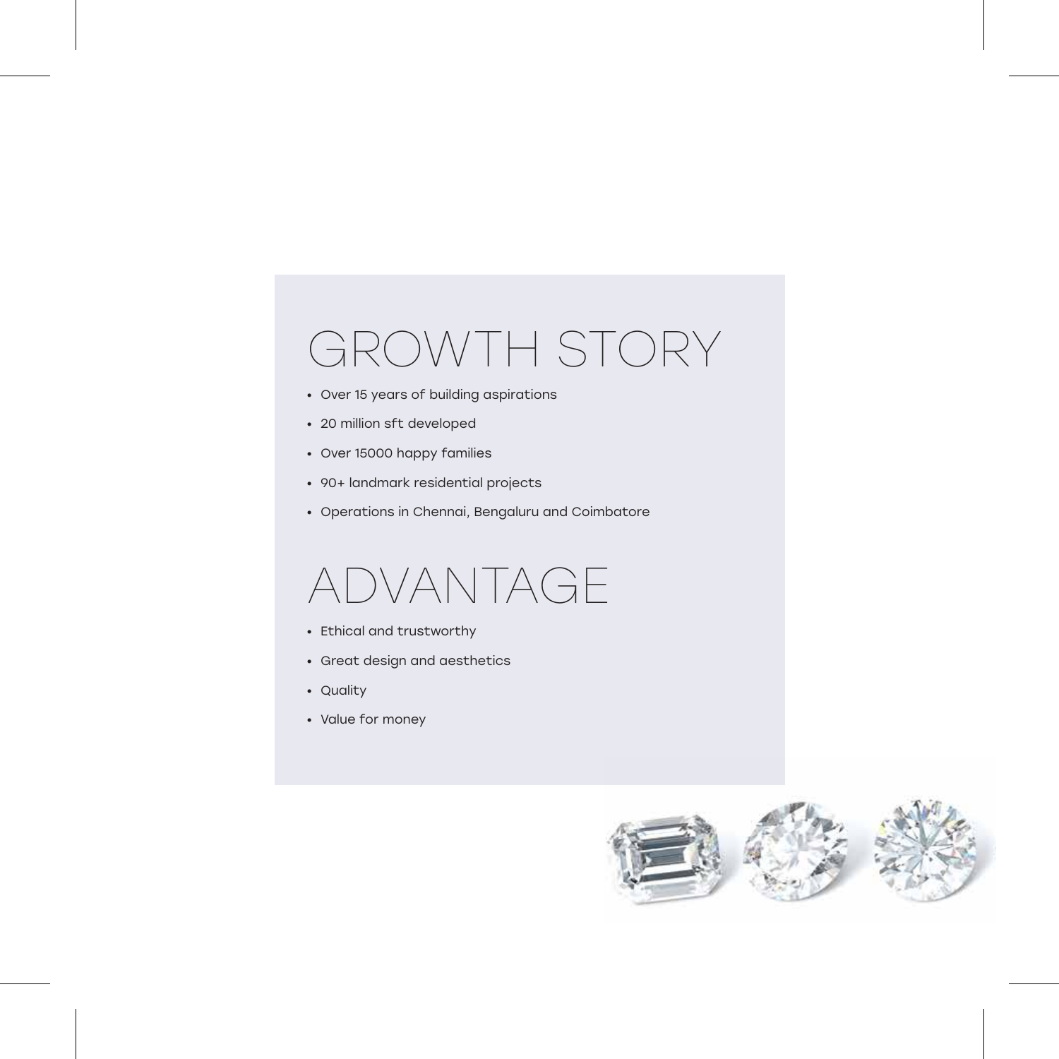# GROWTH STORY

- Over 15 years of building aspirations
- 20 million sft developed
- Over 15000 happy families
- 90+ landmark residential projects
- Operations in Chennai, Bengaluru and Coimbatore

# ADVANTAGE

- Ethical and trustworthy
- Great design and aesthetics
- Quality
- Value for money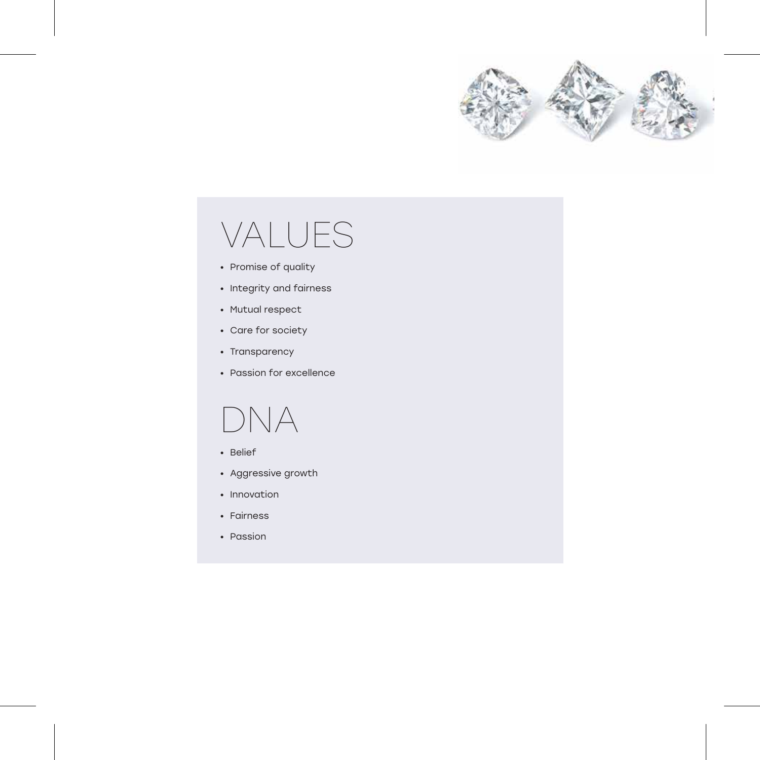# VALUES

- Promise of quality
- Integrity and fairness
- Mutual respect
- Care for society
- Transparency
- Passion for excellence

# DNA

- Belief
- Aggressive growth
- Innovation
- Fairness
- Passion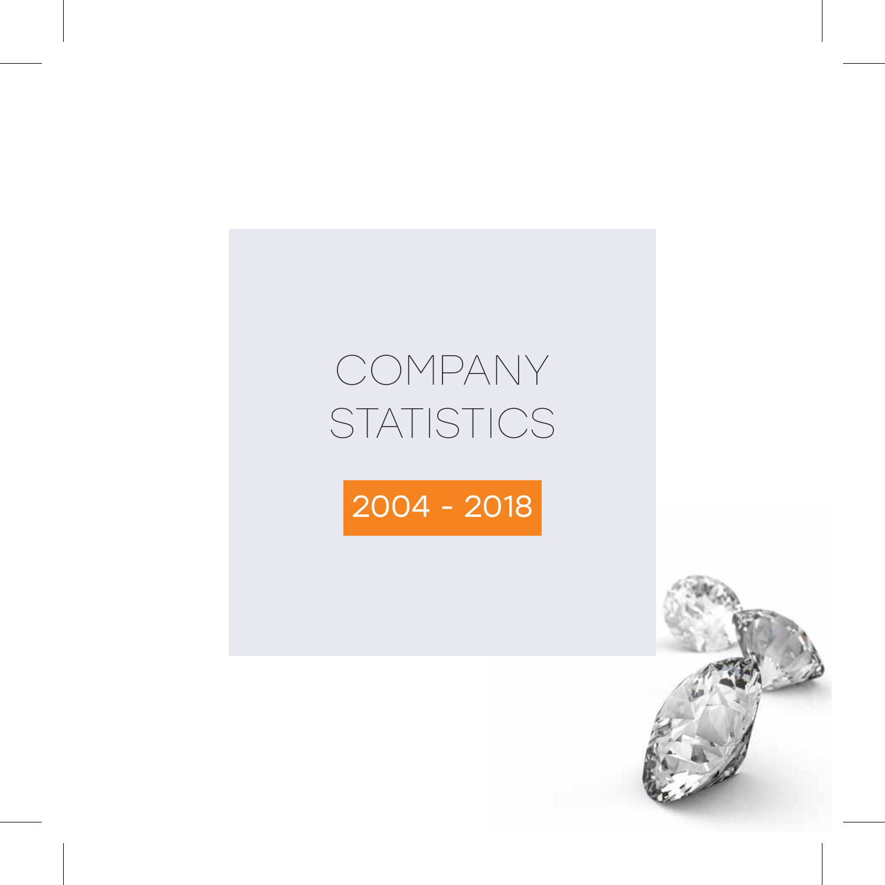# COMPANY STATISTICS

2004 - 2018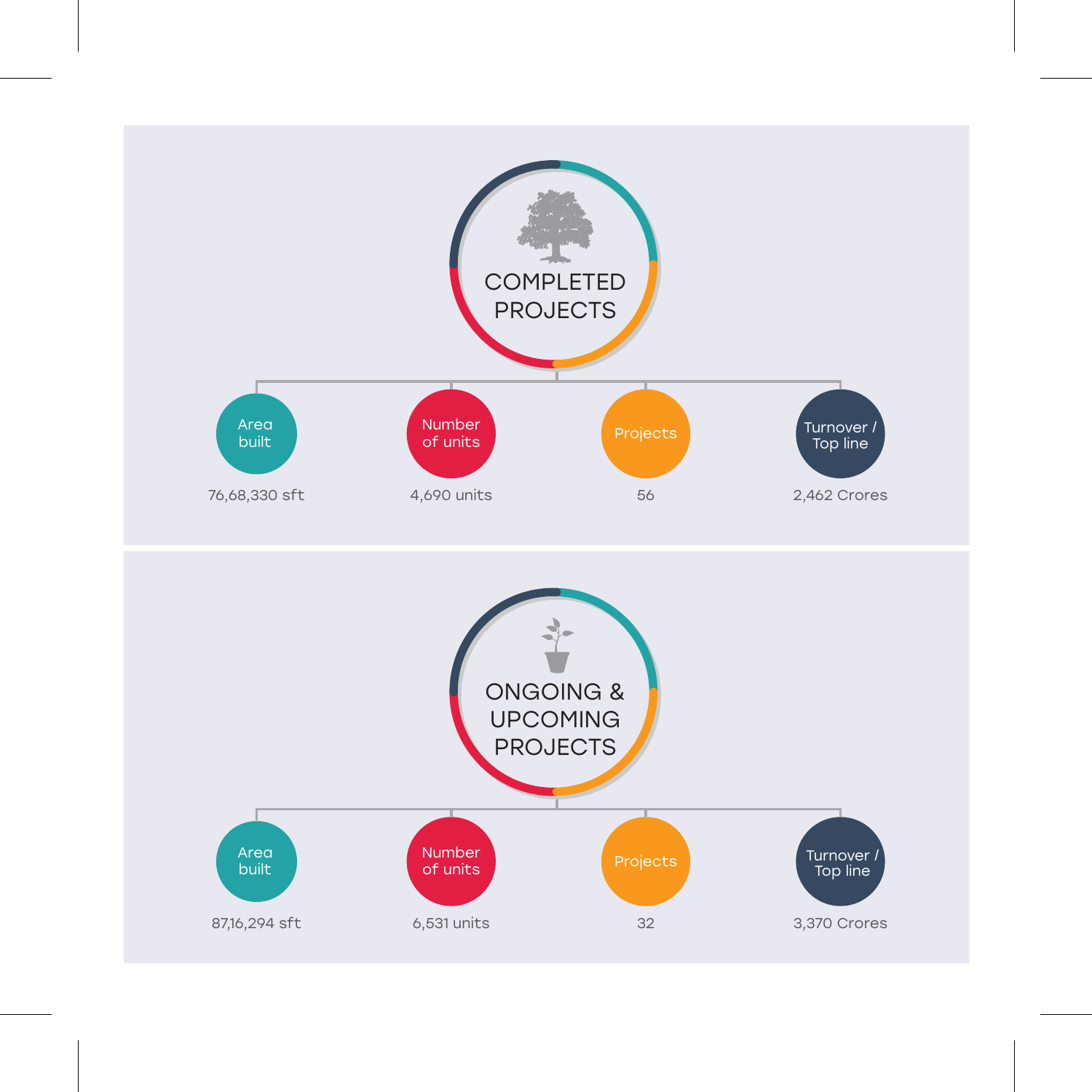## COMPLETED PROJECTS

Area built

76,68,330 sft

Number of units

4,690 units

Projects

56

Turnover / Top line

2,462 Crores

## ONGOING & UPCOMING PROJECTS

Area built

87,16,294 sft

Number of units

6,531 units

Projects

32

Turnover / Top line

3,370 Crores